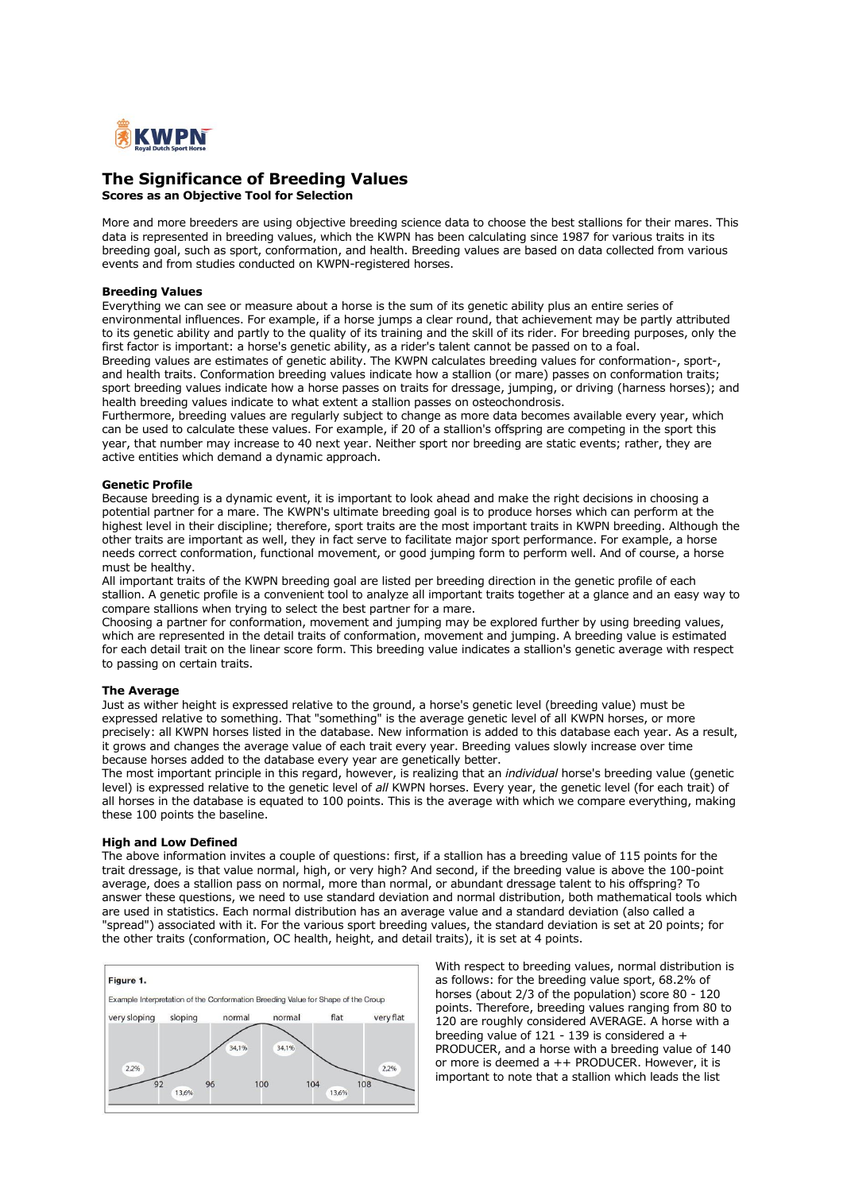# The Significance of Breeding Values

**Scores as an Objective Tool for Selection**

More and more breeders are using objective breeding science data to choose the best stallions for their mares. This data is represented in breeding values, which the KWPN has been calculating since 1987 for various traits in its breeding goal, such as sport, conformation, and health. Breeding values are based on data collected from various events and from studies conducted on KWPN-registered horses.

## Breeding Values

Everything we can see or measure about a horse is the sum of its genetic ability plus an entire series of environmental influences. For example, if a horse jumps a clear round, that achievement may be partly attributed to its genetic ability and partly to the quality of its training and the skill of its rider. For breeding purposes, only the first factor is important: a horse's genetic ability, as a rider's talent cannot be passed on to a foal.
Breeding values are estimates of genetic ability. The KWPN calculates breeding values for conformation-, sport-, and health traits. Conformation breeding values indicate how a stallion (or mare) passes on conformation traits; sport breeding values indicate how a horse passes on traits for dressage, jumping, or driving (harness horses); and health breeding values indicate to what extent a stallion passes on osteochondrosis.
Furthermore, breeding values are regularly subject to change as more data becomes available every year, which can be used to calculate these values. For example, if 20 of a stallion's offspring are competing in the sport this year, that number may increase to 40 next year. Neither sport nor breeding are static events; rather, they are active entities which demand a dynamic approach.

## Genetic Profile

Because breeding is a dynamic event, it is important to look ahead and make the right decisions in choosing a potential partner for a mare. The KWPN's ultimate breeding goal is to produce horses which can perform at the highest level in their discipline; therefore, sport traits are the most important traits in KWPN breeding. Although the other traits are important as well, they in fact serve to facilitate major sport performance. For example, a horse needs correct conformation, functional movement, or good jumping form to perform well. And of course, a horse must be healthy.
All important traits of the KWPN breeding goal are listed per breeding direction in the genetic profile of each stallion. A genetic profile is a convenient tool to analyze all important traits together at a glance and an easy way to compare stallions when trying to select the best partner for a mare.
Choosing a partner for conformation, movement and jumping may be explored further by using breeding values, which are represented in the detail traits of conformation, movement and jumping. A breeding value is estimated for each detail trait on the linear score form. This breeding value indicates a stallion's genetic average with respect to passing on certain traits.

## The Average

Just as wither height is expressed relative to the ground, a horse's genetic level (breeding value) must be expressed relative to something. That "something" is the average genetic level of all KWPN horses, or more precisely: all KWPN horses listed in the database. New information is added to this database each year. As a result, it grows and changes the average value of each trait every year. Breeding values slowly increase over time because horses added to the database every year are genetically better.
The most important principle in this regard, however, is realizing that an *individual* horse's breeding value (genetic level) is expressed relative to the genetic level of *all* KWPN horses. Every year, the genetic level (for each trait) of all horses in the database is equated to 100 points. This is the average with which we compare everything, making these 100 points the baseline.

## High and Low Defined

The above information invites a couple of questions: first, if a stallion has a breeding value of 115 points for the trait dressage, is that value normal, high, or very high? And second, if the breeding value is above the 100-point average, does a stallion pass on normal, more than normal, or abundant dressage talent to his offspring? To answer these questions, we need to use standard deviation and normal distribution, both mathematical tools which are used in statistics. Each normal distribution has an average value and a standard deviation (also called a "spread") associated with it. For the various sport breeding values, the standard deviation is set at 20 points; for the other traits (conformation, OC health, height, and detail traits), it is set at 4 points.

**Figure 1.**

Example Interpretation of the Conformation Breeding Value for Shape of the Croup

very sloping | sloping | normal | normal | flat | very flat

2.2% | 13,6% | 34,1% | 34,1% | 13,6% | 2.2%

92 | 96 | 100 | 104 | 108

With respect to breeding values, normal distribution is as follows: for the breeding value sport, 68.2% of horses (about 2/3 of the population) score 80 - 120 points. Therefore, breeding values ranging from 80 to 120 are roughly considered AVERAGE. A horse with a breeding value of 121 - 139 is considered a + PRODUCER, and a horse with a breeding value of 140 or more is deemed a ++ PRODUCER. However, it is important to note that a stallion which leads the list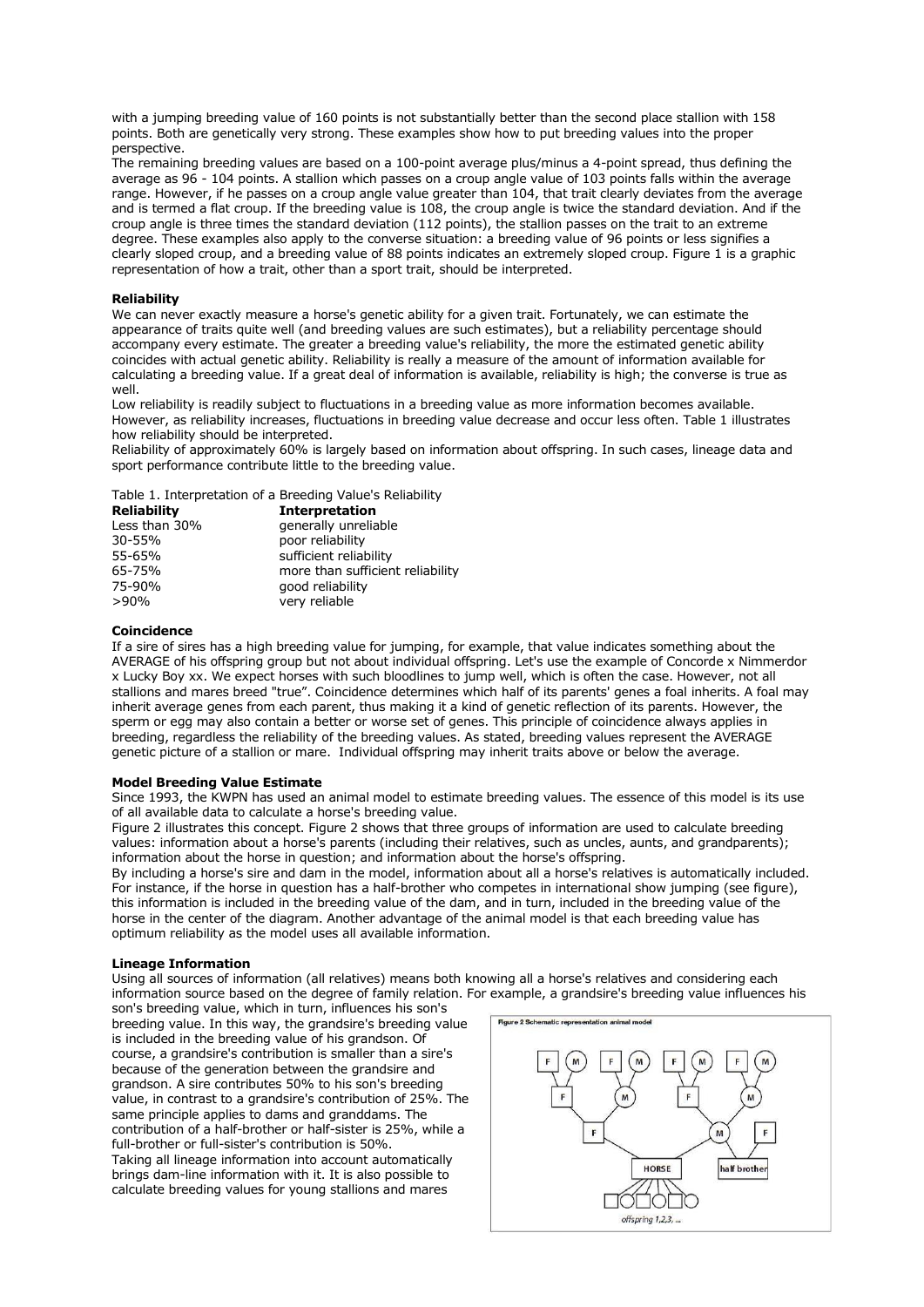with a jumping breeding value of 160 points is not substantially better than the second place stallion with 158 points. Both are genetically very strong. These examples show how to put breeding values into the proper perspective.

The remaining breeding values are based on a 100-point average plus/minus a 4-point spread, thus defining the average as 96 - 104 points. A stallion which passes on a croup angle value of 103 points falls within the average range. However, if he passes on a croup angle value greater than 104, that trait clearly deviates from the average and is termed a flat croup. If the breeding value is 108, the croup angle is twice the standard deviation. And if the croup angle is three times the standard deviation (112 points), the stallion passes on the trait to an extreme degree. These examples also apply to the converse situation: a breeding value of 96 points or less signifies a clearly sloped croup, and a breeding value of 88 points indicates an extremely sloped croup. Figure 1 is a graphic representation of how a trait, other than a sport trait, should be interpreted.

**Reliability**

We can never exactly measure a horse's genetic ability for a given trait. Fortunately, we can estimate the appearance of traits quite well (and breeding values are such estimates), but a reliability percentage should accompany every estimate. The greater a breeding value's reliability, the more the estimated genetic ability coincides with actual genetic ability. Reliability is really a measure of the amount of information available for calculating a breeding value. If a great deal of information is available, reliability is high; the converse is true as well.

Low reliability is readily subject to fluctuations in a breeding value as more information becomes available. However, as reliability increases, fluctuations in breeding value decrease and occur less often. Table 1 illustrates how reliability should be interpreted.

Reliability of approximately 60% is largely based on information about offspring. In such cases, lineage data and sport performance contribute little to the breeding value.

Table 1. Interpretation of a Breeding Value's Reliability

| **Reliability** | **Interpretation** |
|---|---|
| Less than 30% | generally unreliable |
| 30-55% | poor reliability |
| 55-65% | sufficient reliability |
| 65-75% | more than sufficient reliability |
| 75-90% | good reliability |
| >90% | very reliable |

**Coincidence**

If a sire of sires has a high breeding value for jumping, for example, that value indicates something about the AVERAGE of his offspring group but not about individual offspring. Let's use the example of Concorde x Nimmerdor x Lucky Boy xx. We expect horses with such bloodlines to jump well, which is often the case. However, not all stallions and mares breed "true". Coincidence determines which half of its parents' genes a foal inherits. A foal may inherit average genes from each parent, thus making it a kind of genetic reflection of its parents. However, the sperm or egg may also contain a better or worse set of genes. This principle of coincidence always applies in breeding, regardless the reliability of the breeding values. As stated, breeding values represent the AVERAGE genetic picture of a stallion or mare. Individual offspring may inherit traits above or below the average.

**Model Breeding Value Estimate**

Since 1993, the KWPN has used an animal model to estimate breeding values. The essence of this model is its use of all available data to calculate a horse's breeding value.

Figure 2 illustrates this concept. Figure 2 shows that three groups of information are used to calculate breeding values: information about a horse's parents (including their relatives, such as uncles, aunts, and grandparents); information about the horse in question; and information about the horse's offspring.

By including a horse's sire and dam in the model, information about all a horse's relatives is automatically included. For instance, if the horse in question has a half-brother who competes in international show jumping (see figure), this information is included in the breeding value of the dam, and in turn, included in the breeding value of the horse in the center of the diagram. Another advantage of the animal model is that each breeding value has optimum reliability as the model uses all available information.

**Lineage Information**

Using all sources of information (all relatives) means both knowing all a horse's relatives and considering each information source based on the degree of family relation. For example, a grandsire's breeding value influences his son's breeding value, which in turn, influences his son's breeding value. In this way, the grandsire's breeding value is included in the breeding value of his grandson. Of course, a grandsire's contribution is smaller than a sire's because of the generation between the grandsire and grandson. A sire contributes 50% to his son's breeding value, in contrast to a grandsire's contribution of 25%. The same principle applies to dams and granddams. The contribution of a half-brother or half-sister is 25%, while a full-brother or full-sister's contribution is 50%.

Taking all lineage information into account automatically brings dam-line information with it. It is also possible to calculate breeding values for young stallions and mares

Figure 2 Schematic representation animal model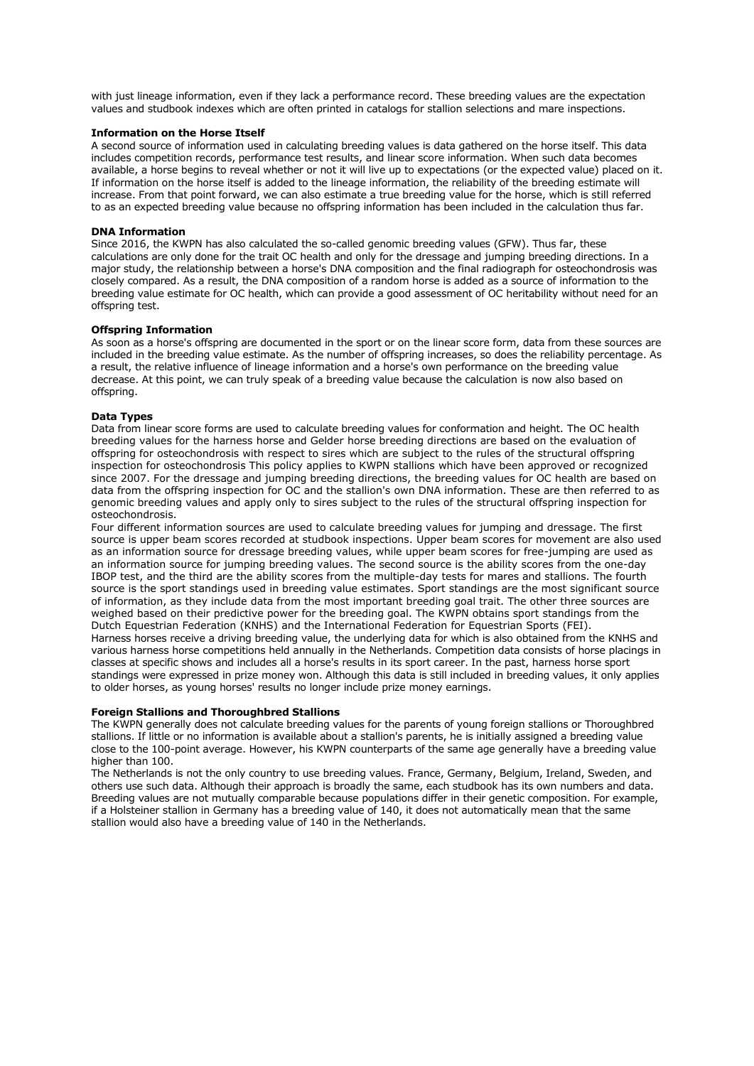with just lineage information, even if they lack a performance record. These breeding values are the expectation values and studbook indexes which are often printed in catalogs for stallion selections and mare inspections.

**Information on the Horse Itself**

A second source of information used in calculating breeding values is data gathered on the horse itself. This data includes competition records, performance test results, and linear score information. When such data becomes available, a horse begins to reveal whether or not it will live up to expectations (or the expected value) placed on it. If information on the horse itself is added to the lineage information, the reliability of the breeding estimate will increase. From that point forward, we can also estimate a true breeding value for the horse, which is still referred to as an expected breeding value because no offspring information has been included in the calculation thus far.

**DNA Information**

Since 2016, the KWPN has also calculated the so-called genomic breeding values (GFW). Thus far, these calculations are only done for the trait OC health and only for the dressage and jumping breeding directions. In a major study, the relationship between a horse's DNA composition and the final radiograph for osteochondrosis was closely compared. As a result, the DNA composition of a random horse is added as a source of information to the breeding value estimate for OC health, which can provide a good assessment of OC heritability without need for an offspring test.

**Offspring Information**

As soon as a horse's offspring are documented in the sport or on the linear score form, data from these sources are included in the breeding value estimate. As the number of offspring increases, so does the reliability percentage. As a result, the relative influence of lineage information and a horse's own performance on the breeding value decrease. At this point, we can truly speak of a breeding value because the calculation is now also based on offspring.

**Data Types**

Data from linear score forms are used to calculate breeding values for conformation and height. The OC health breeding values for the harness horse and Gelder horse breeding directions are based on the evaluation of offspring for osteochondrosis with respect to sires which are subject to the rules of the structural offspring inspection for osteochondrosis This policy applies to KWPN stallions which have been approved or recognized since 2007. For the dressage and jumping breeding directions, the breeding values for OC health are based on data from the offspring inspection for OC and the stallion's own DNA information. These are then referred to as genomic breeding values and apply only to sires subject to the rules of the structural offspring inspection for osteochondrosis.

Four different information sources are used to calculate breeding values for jumping and dressage. The first source is upper beam scores recorded at studbook inspections. Upper beam scores for movement are also used as an information source for dressage breeding values, while upper beam scores for free-jumping are used as an information source for jumping breeding values. The second source is the ability scores from the one-day IBOP test, and the third are the ability scores from the multiple-day tests for mares and stallions. The fourth source is the sport standings used in breeding value estimates. Sport standings are the most significant source of information, as they include data from the most important breeding goal trait. The other three sources are weighed based on their predictive power for the breeding goal. The KWPN obtains sport standings from the Dutch Equestrian Federation (KNHS) and the International Federation for Equestrian Sports (FEI).

Harness horses receive a driving breeding value, the underlying data for which is also obtained from the KNHS and various harness horse competitions held annually in the Netherlands. Competition data consists of horse placings in classes at specific shows and includes all a horse's results in its sport career. In the past, harness horse sport standings were expressed in prize money won. Although this data is still included in breeding values, it only applies to older horses, as young horses' results no longer include prize money earnings.

**Foreign Stallions and Thoroughbred Stallions**

The KWPN generally does not calculate breeding values for the parents of young foreign stallions or Thoroughbred stallions. If little or no information is available about a stallion's parents, he is initially assigned a breeding value close to the 100-point average. However, his KWPN counterparts of the same age generally have a breeding value higher than 100.

The Netherlands is not the only country to use breeding values. France, Germany, Belgium, Ireland, Sweden, and others use such data. Although their approach is broadly the same, each studbook has its own numbers and data. Breeding values are not mutually comparable because populations differ in their genetic composition. For example, if a Holsteiner stallion in Germany has a breeding value of 140, it does not automatically mean that the same stallion would also have a breeding value of 140 in the Netherlands.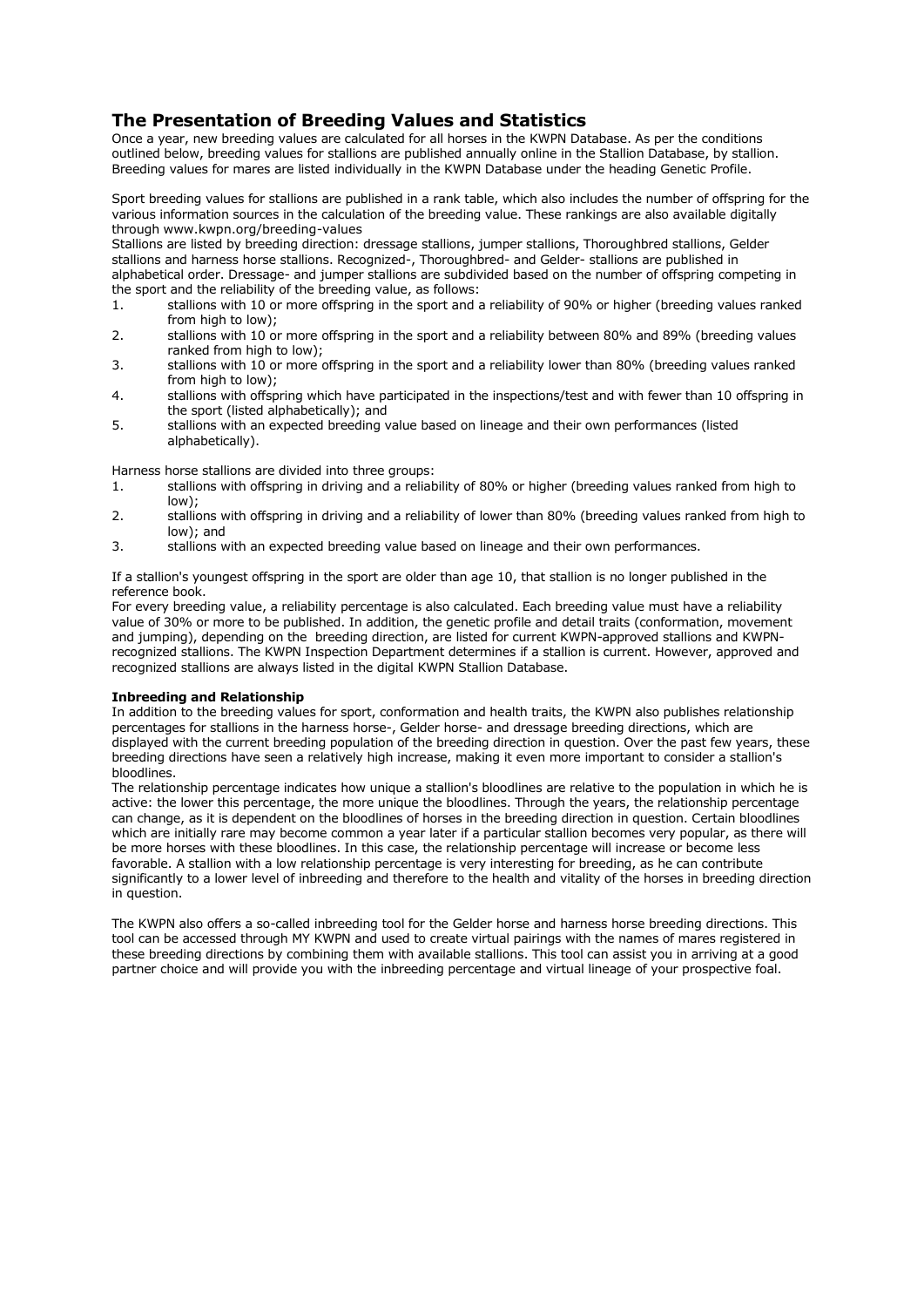## The Presentation of Breeding Values and Statistics

Once a year, new breeding values are calculated for all horses in the KWPN Database. As per the conditions outlined below, breeding values for stallions are published annually online in the Stallion Database, by stallion. Breeding values for mares are listed individually in the KWPN Database under the heading Genetic Profile.

Sport breeding values for stallions are published in a rank table, which also includes the number of offspring for the various information sources in the calculation of the breeding value. These rankings are also available digitally through www.kwpn.org/breeding-values

Stallions are listed by breeding direction: dressage stallions, jumper stallions, Thoroughbred stallions, Gelder stallions and harness horse stallions. Recognized-, Thoroughbred- and Gelder- stallions are published in alphabetical order. Dressage- and jumper stallions are subdivided based on the number of offspring competing in the sport and the reliability of the breeding value, as follows:

1. stallions with 10 or more offspring in the sport and a reliability of 90% or higher (breeding values ranked from high to low);
2. stallions with 10 or more offspring in the sport and a reliability between 80% and 89% (breeding values ranked from high to low);
3. stallions with 10 or more offspring in the sport and a reliability lower than 80% (breeding values ranked from high to low);
4. stallions with offspring which have participated in the inspections/test and with fewer than 10 offspring in the sport (listed alphabetically); and
5. stallions with an expected breeding value based on lineage and their own performances (listed alphabetically).

Harness horse stallions are divided into three groups:

1. stallions with offspring in driving and a reliability of 80% or higher (breeding values ranked from high to low);
2. stallions with offspring in driving and a reliability of lower than 80% (breeding values ranked from high to low); and
3. stallions with an expected breeding value based on lineage and their own performances.

If a stallion's youngest offspring in the sport are older than age 10, that stallion is no longer published in the reference book.

For every breeding value, a reliability percentage is also calculated. Each breeding value must have a reliability value of 30% or more to be published. In addition, the genetic profile and detail traits (conformation, movement and jumping), depending on the breeding direction, are listed for current KWPN-approved stallions and KWPN-recognized stallions. The KWPN Inspection Department determines if a stallion is current. However, approved and recognized stallions are always listed in the digital KWPN Stallion Database.

**Inbreeding and Relationship**

In addition to the breeding values for sport, conformation and health traits, the KWPN also publishes relationship percentages for stallions in the harness horse-, Gelder horse- and dressage breeding directions, which are displayed with the current breeding population of the breeding direction in question. Over the past few years, these breeding directions have seen a relatively high increase, making it even more important to consider a stallion's bloodlines.

The relationship percentage indicates how unique a stallion's bloodlines are relative to the population in which he is active: the lower this percentage, the more unique the bloodlines. Through the years, the relationship percentage can change, as it is dependent on the bloodlines of horses in the breeding direction in question. Certain bloodlines which are initially rare may become common a year later if a particular stallion becomes very popular, as there will be more horses with these bloodlines. In this case, the relationship percentage will increase or become less favorable. A stallion with a low relationship percentage is very interesting for breeding, as he can contribute significantly to a lower level of inbreeding and therefore to the health and vitality of the horses in breeding direction in question.

The KWPN also offers a so-called inbreeding tool for the Gelder horse and harness horse breeding directions. This tool can be accessed through MY KWPN and used to create virtual pairings with the names of mares registered in these breeding directions by combining them with available stallions. This tool can assist you in arriving at a good partner choice and will provide you with the inbreeding percentage and virtual lineage of your prospective foal.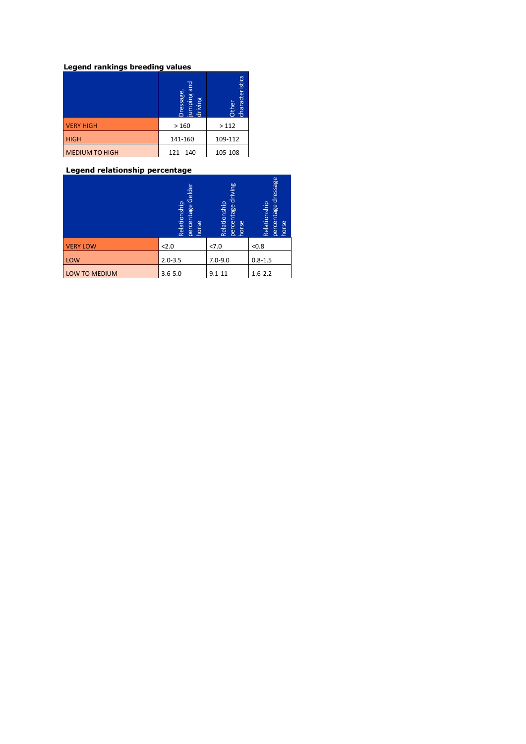**Legend rankings breeding values**

| | Dressage, jumping and driving | Other characteristics |
|---|---|---|
| VERY HIGH | > 160 | > 112 |
| HIGH | 141-160 | 109-112 |
| MEDIUM TO HIGH | 121 - 140 | 105-108 |

**Legend relationship percentage**

| | Relationship percentage Gelder horse | Relationship percentage driving horse | Relationship percentage dressage horse |
|---|---|---|---|
| VERY LOW | <2.0 | <7.0 | <0.8 |
| LOW | 2.0-3.5 | 7.0-9.0 | 0.8-1.5 |
| LOW TO MEDIUM | 3.6-5.0 | 9.1-11 | 1.6-2.2 |